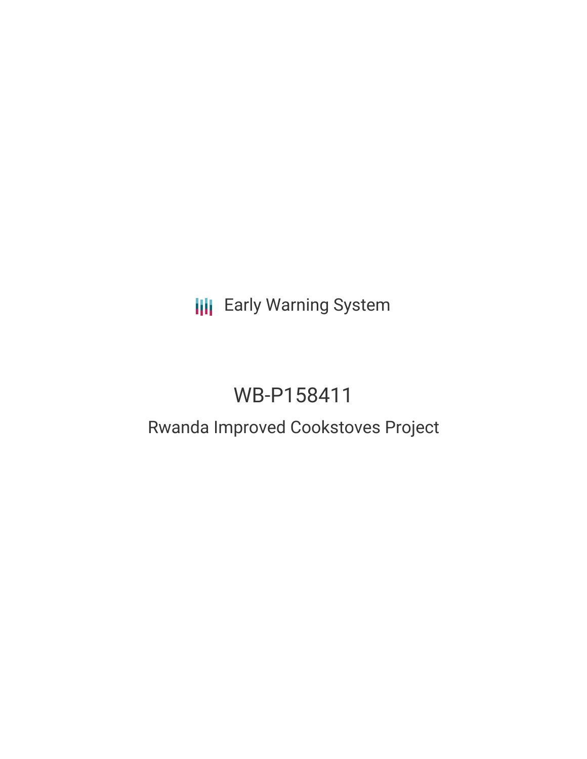Early Warning System

# WB-P158411

## Rwanda Improved Cookstoves Project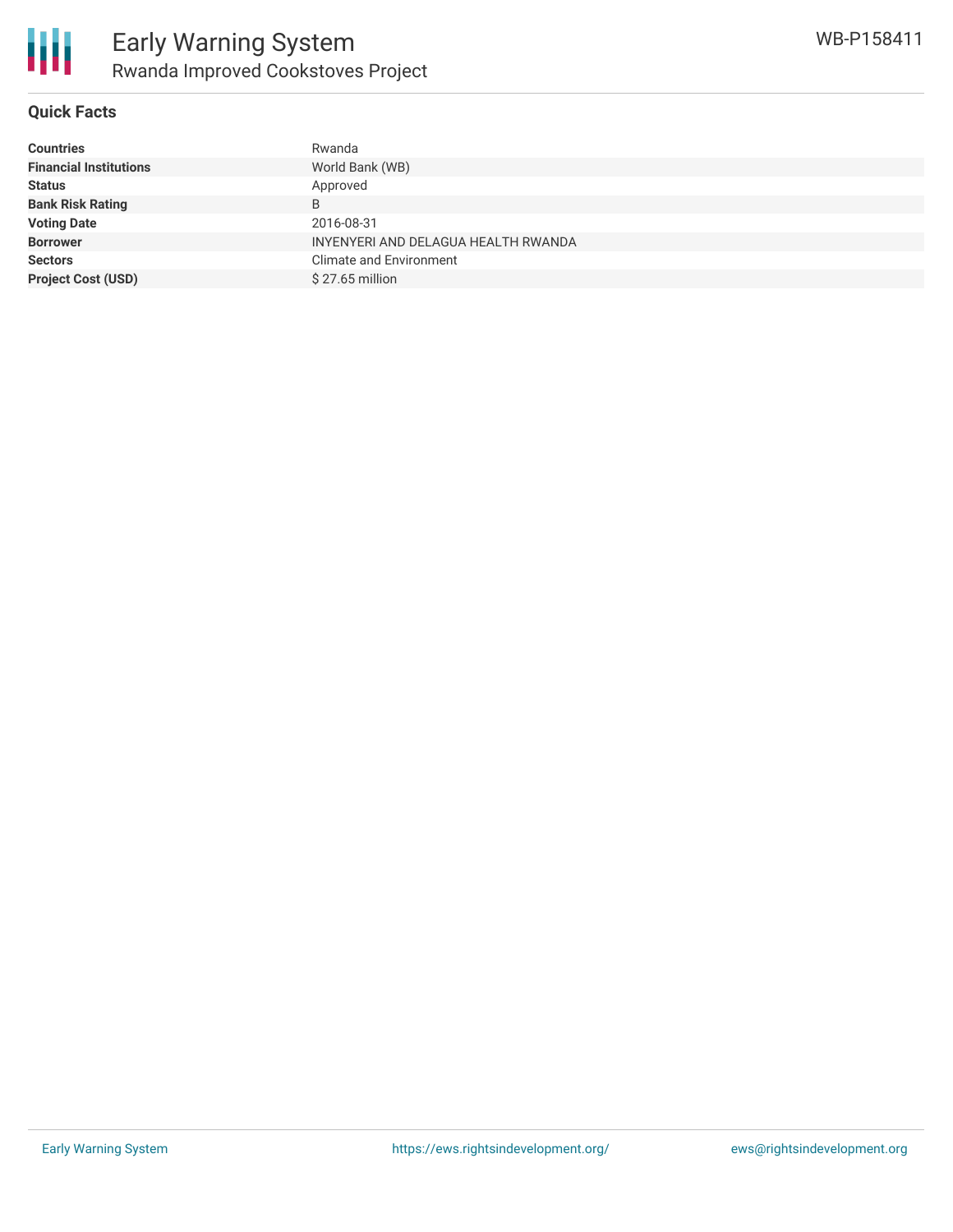# Early Warning System

## Rwanda Improved Cookstoves Project

WB-P158411

### Quick Facts

| | |
|---|---|
| **Countries** | Rwanda |
| **Financial Institutions** | World Bank (WB) |
| **Status** | Approved |
| **Bank Risk Rating** | B |
| **Voting Date** | 2016-08-31 |
| **Borrower** | INYENYERI AND DELAGUA HEALTH RWANDA |
| **Sectors** | Climate and Environment |
| **Project Cost (USD)** | $ 27.65 million |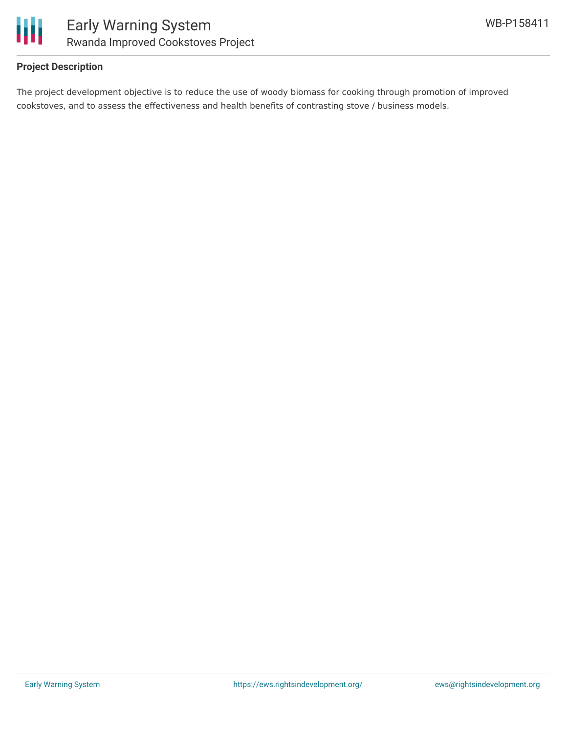**Project Description**

The project development objective is to reduce the use of woody biomass for cooking through promotion of improved cookstoves, and to assess the effectiveness and health benefits of contrasting stove / business models.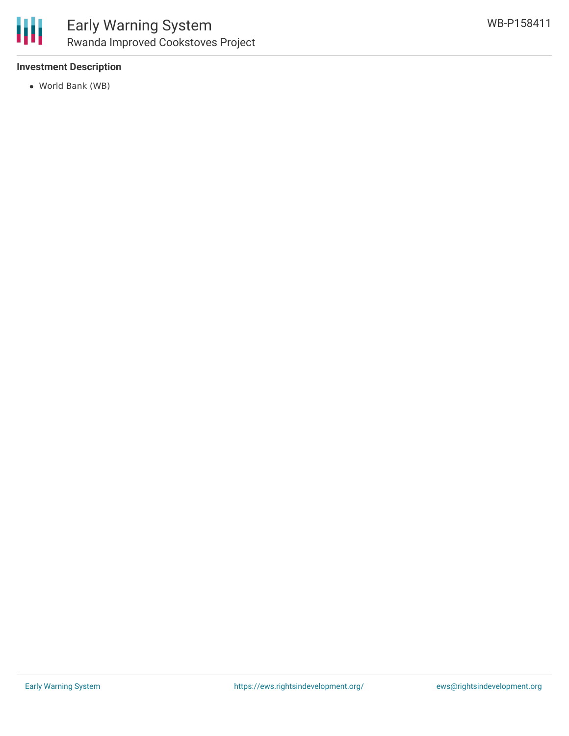**Investment Description**

- World Bank (WB)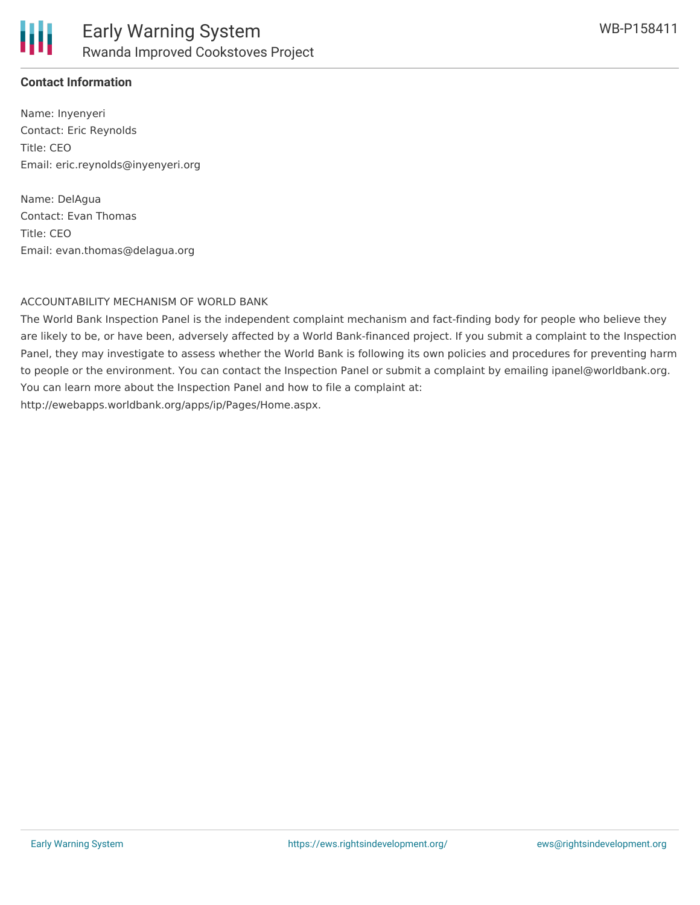**Contact Information**

Name: Inyenyeri
Contact: Eric Reynolds
Title: CEO
Email: eric.reynolds@inyenyeri.org

Name: DelAgua
Contact: Evan Thomas
Title: CEO
Email: evan.thomas@delagua.org

ACCOUNTABILITY MECHANISM OF WORLD BANK

The World Bank Inspection Panel is the independent complaint mechanism and fact-finding body for people who believe they are likely to be, or have been, adversely affected by a World Bank-financed project. If you submit a complaint to the Inspection Panel, they may investigate to assess whether the World Bank is following its own policies and procedures for preventing harm to people or the environment. You can contact the Inspection Panel or submit a complaint by emailing ipanel@worldbank.org. You can learn more about the Inspection Panel and how to file a complaint at: http://ewebapps.worldbank.org/apps/ip/Pages/Home.aspx.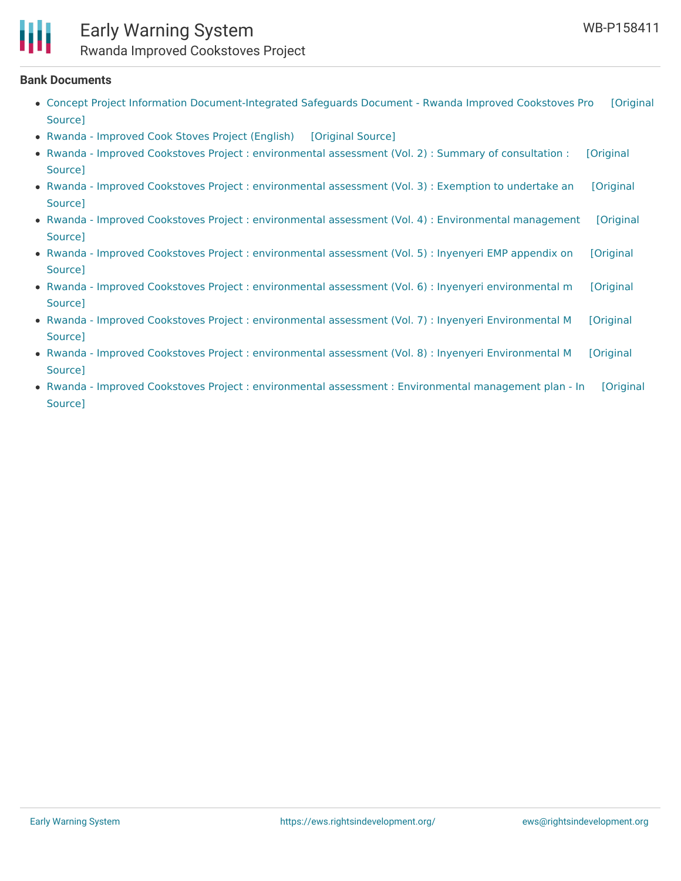**Bank Documents**

- Concept Project Information Document-Integrated Safeguards Document - Rwanda Improved Cookstoves Pro [Original Source]
- Rwanda - Improved Cook Stoves Project (English) [Original Source]
- Rwanda - Improved Cookstoves Project : environmental assessment (Vol. 2) : Summary of consultation : [Original Source]
- Rwanda - Improved Cookstoves Project : environmental assessment (Vol. 3) : Exemption to undertake an [Original Source]
- Rwanda - Improved Cookstoves Project : environmental assessment (Vol. 4) : Environmental management [Original Source]
- Rwanda - Improved Cookstoves Project : environmental assessment (Vol. 5) : Inyenyeri EMP appendix on [Original Source]
- Rwanda - Improved Cookstoves Project : environmental assessment (Vol. 6) : Inyenyeri environmental m [Original Source]
- Rwanda - Improved Cookstoves Project : environmental assessment (Vol. 7) : Inyenyeri Environmental M [Original Source]
- Rwanda - Improved Cookstoves Project : environmental assessment (Vol. 8) : Inyenyeri Environmental M [Original Source]
- Rwanda - Improved Cookstoves Project : environmental assessment : Environmental management plan - In [Original Source]